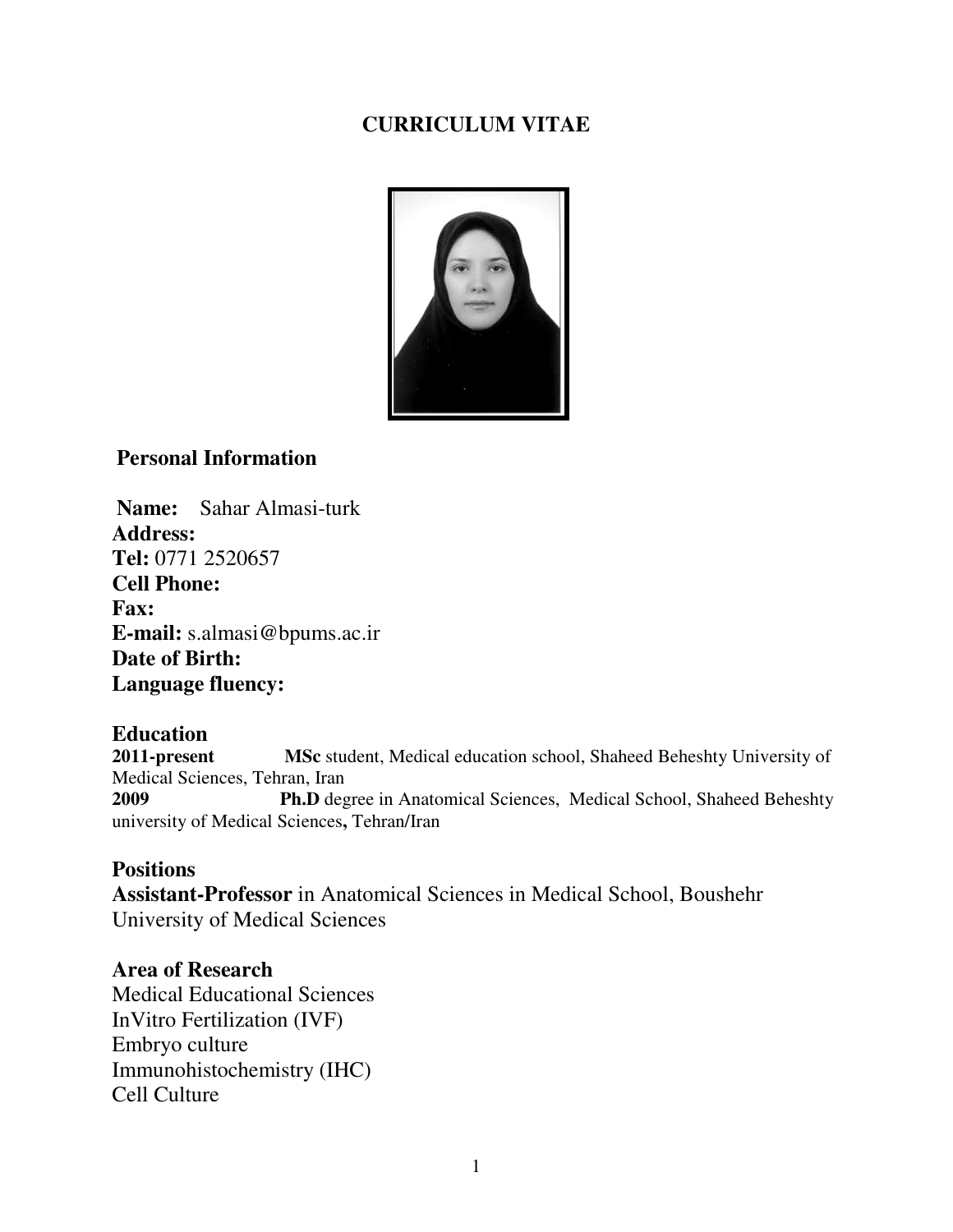# CURRICULUM VITAE

## Personal Information

**Name:** Sahar Almasi-turk
**Address:**
**Tel:** 0771 2520657
**Cell Phone:**
**Fax:**
**E-mail:** s.almasi@bpums.ac.ir
**Date of Birth:**
**Language fluency:**

## Education

**2011-present** **MSc** student, Medical education school, Shaheed Beheshty University of Medical Sciences, Tehran, Iran
**2009** **Ph.D** degree in Anatomical Sciences, Medical School, Shaheed Beheshty university of Medical Sciences**,** Tehran/Iran

## Positions

**Assistant-Professor** in Anatomical Sciences in Medical School, Boushehr University of Medical Sciences

## Area of Research

Medical Educational Sciences
InVitro Fertilization (IVF)
Embryo culture
Immunohistochemistry (IHC)
Cell Culture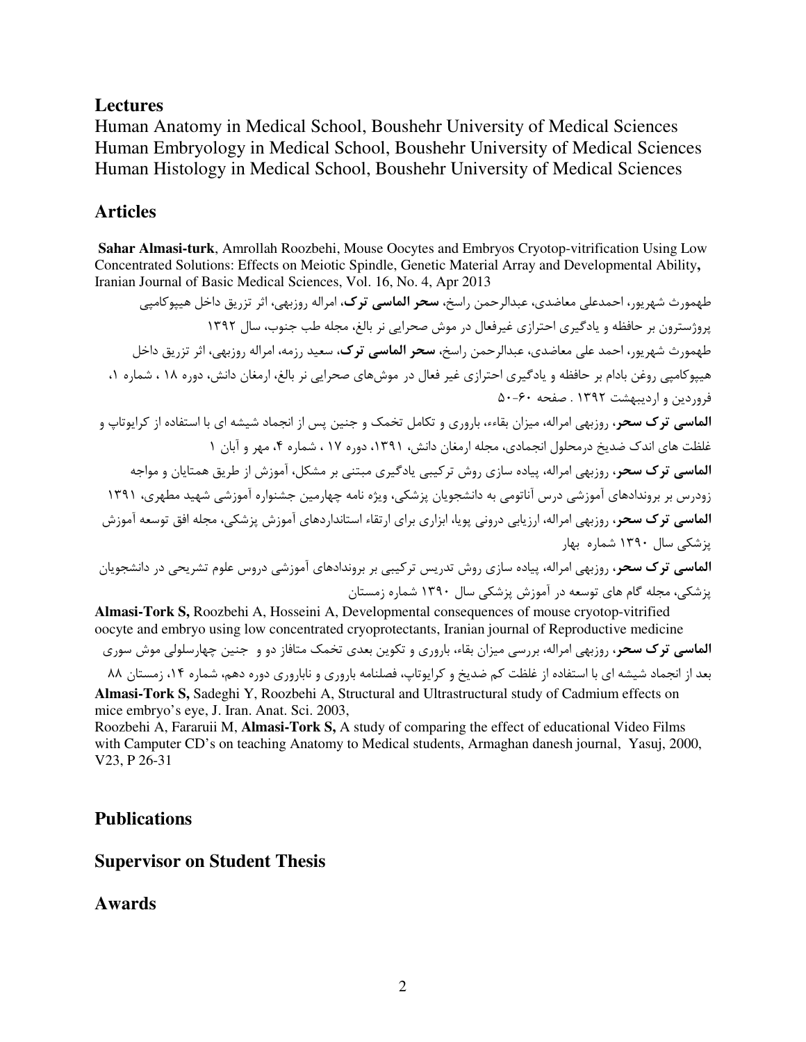## Lectures

Human Anatomy in Medical School, Boushehr University of Medical Sciences
Human Embryology in Medical School, Boushehr University of Medical Sciences
Human Histology in Medical School, Boushehr University of Medical Sciences

## Articles

**Sahar Almasi-turk**, Amrollah Roozbehi, Mouse Oocytes and Embryos Cryotop-vitrification Using Low Concentrated Solutions: Effects on Meiotic Spindle, Genetic Material Array and Developmental Ability**,** Iranian Journal of Basic Medical Sciences, Vol. 16, No. 4, Apr 2013

طهمورث شهریور، احمدعلی معاضدی، عبدالرحمن راسخ، **سحر الماسی ترک**، امراله روزبهی، اثر تزریق داخل هیپوکامپی پروژسترون بر حافظه و یادگیری احترازی غیرفعال در موش صحرایی نر بالغ، مجله طب جنوب، سال ۱۳۹۲

طهمورث شهریور، احمد علی معاضدی، عبدالرحمن راسخ، **سحر الماسی ترک**، سعید رزمه، امراله روزبهی، اثر تزریق داخل هیپوکامپی روغن بادام بر حافظه و یادگیری احترازی غیر فعال در موش‌های صحرایی نر بالغ، ارمغان دانش، دوره ۱۸ ، شماره ۱، فروردین و اردیبهشت ۱۳۹۲ . صفحه ۶۰-۵۰

**الماسی ترک سحر**، روزبهی امراله، میزان بقاء، باروری و تکامل تخمک و جنین پس از انجماد شیشه ای با استفاده از کرایوتاپ و غلظت های اندک ضدیخ درمحلول انجمادی، مجله ارمغان دانش، ۱۳۹۱، دوره ۱۷ ، شماره ۴، مهر و آبان ۱

**الماسی ترک سحر**، روزبهی امراله، پیاده سازی روش ترکیبی یادگیری مبتنی بر مشکل، آموزش از طریق همتایان و مواجه زودرس بر بروندادهای آموزشی درس آناتومی به دانشجویان پزشکی، ویژه نامه چهارمین جشنواره آموزشی شهید مطهری، ۱۳۹۱

**الماسی ترک سحر**، روزبهی امراله، ارزیابی درونی پویا، ابزاری برای ارتقاء استانداردهای آموزش پزشکی، مجله افق توسعه آموزش پزشکی سال ۱۳۹۰ شماره بهار

**الماسی ترک سحر**، روزبهی امراله، پیاده سازی روش تدریس ترکیبی بر بروندادهای آموزشی دروس علوم تشریحی در دانشجویان پزشکی، مجله گام های توسعه در آموزش پزشکی سال ۱۳۹۰ شماره زمستان

**Almasi-Tork S,** Roozbehi A, Hosseini A, Developmental consequences of mouse cryotop-vitrified oocyte and embryo using low concentrated cryoprotectants, Iranian journal of Reproductive medicine

**الماسی ترک سحر**، روزبهی امراله، بررسی میزان بقاء، باروری و تکوین بعدی تخمک متافاز دو و جنین چهارسلولی موش سوری بعد از انجماد شیشه ای با استفاده از غلظت کم ضدیخ و کرایوتاپ، فصلنامه باروری و ناباروری دوره دهم، شماره ۱۴، زمستان ۸۸

**Almasi-Tork S,** Sadeghi Y, Roozbehi A, Structural and Ultrastructural study of Cadmium effects on mice embryo's eye, J. Iran. Anat. Sci. 2003,

Roozbehi A, Fararuii M, **Almasi-Tork S,** A study of comparing the effect of educational Video Films with Camputer CD's on teaching Anatomy to Medical students, Armaghan danesh journal, Yasuj, 2000, V23, P 26-31

## Publications

## Supervisor on Student Thesis

## Awards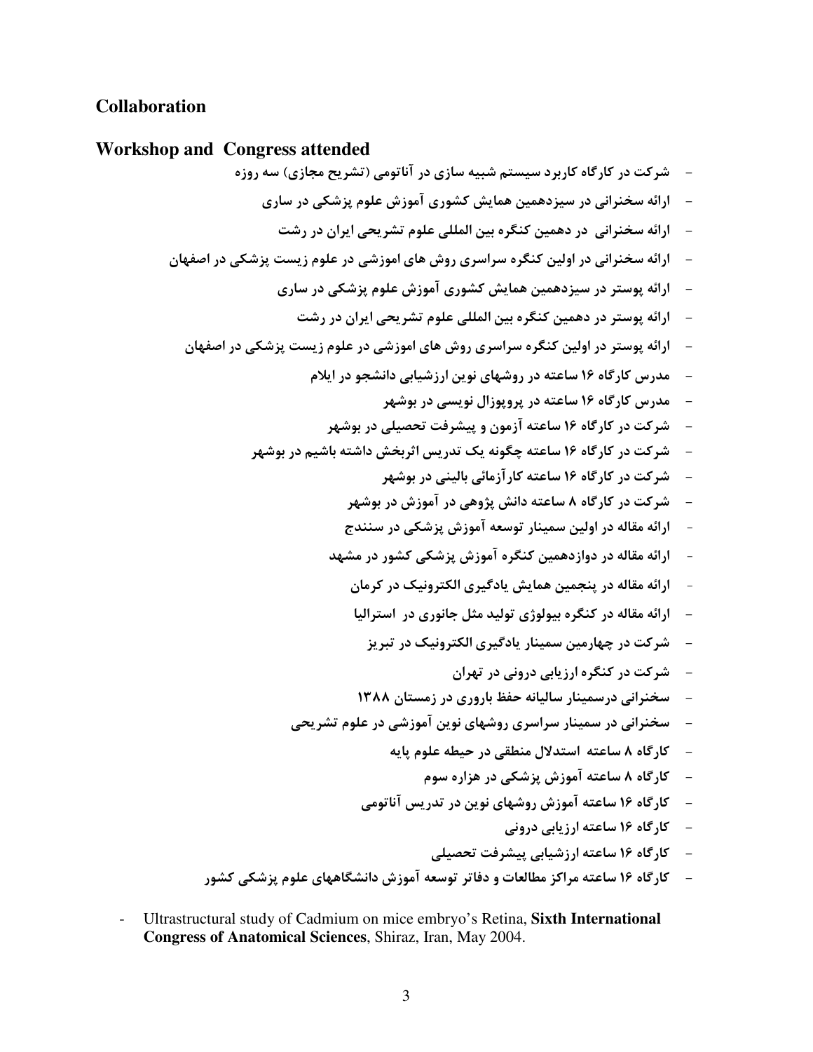## Collaboration

## Workshop and Congress attended

- شرکت در کارگاه کاربرد سیستم شبیه سازی در آناتومی (تشریح مجازی) سه روزه
- ارائه سخنرانی در سیزدهمین همایش کشوری آموزش علوم پزشکی در ساری
- ارائه سخنرانی در دهمین کنگره بین المللی علوم تشریحی ایران در رشت
- ارائه سخنرانی در اولین کنگره سراسری روش های اموزشی در علوم زیست پزشکی در اصفهان
- ارائه پوستر در سیزدهمین همایش کشوری آموزش علوم پزشکی در ساری
- ارائه پوستر در دهمین کنگره بین المللی علوم تشریحی ایران در رشت
- ارائه پوستر در اولین کنگره سراسری روش های اموزشی در علوم زیست پزشکی در اصفهان
- مدرس کارگاه ۱۶ ساعته در روشهای نوین ارزشیابی دانشجو در ایلام
- مدرس کارگاه ۱۶ ساعته در پروپوزال نویسی در بوشهر
- شرکت در کارگاه ۱۶ ساعته آزمون و پیشرفت تحصیلی در بوشهر
- شرکت در کارگاه ۱۶ ساعته چگونه یک تدریس اثربخش داشته باشیم در بوشهر
- شرکت در کارگاه ۱۶ ساعته کارآزمائی بالینی در بوشهر
- شرکت در کارگاه ۸ ساعته دانش پژوهی در آموزش در بوشهر
- ارائه مقاله در اولین سمینار توسعه آموزش پزشکی در سنندج
- ارائه مقاله در دوازدهمین کنگره آموزش پزشکی کشور در مشهد
- ارائه مقاله در پنجمین همایش یادگیری الکترونیک در کرمان
- ارائه مقاله در کنگره بیولوژی تولید مثل جانوری در استرالیا
- شرکت در چهارمین سمینار یادگیری الکترونیک در تبریز
- شرکت در کنگره ارزیابی درونی در تهران
- سخنرانی درسمینار سالیانه حفظ باروری در زمستان ۱۳۸۸
- سخنرانی در سمینار سراسری روشهای نوین آموزشی در علوم تشریحی
- کارگاه ۸ ساعته استدلال منطقی در حیطه علوم پایه
- کارگاه ۸ ساعته آموزش پزشکی در هزاره سوم
- کارگاه ۱۶ ساعته آموزش روشهای نوین در تدریس آناتومی
- کارگاه ۱۶ ساعته ارزیابی درونی
- کارگاه ۱۶ ساعته ارزشیابی پیشرفت تحصیلی
- کارگاه ۱۶ ساعته مراکز مطالعات و دفاتر توسعه آموزش دانشگاههای علوم پزشکی کشور

- Ultrastructural study of Cadmium on mice embryo's Retina, **Sixth International Congress of Anatomical Sciences**, Shiraz, Iran, May 2004.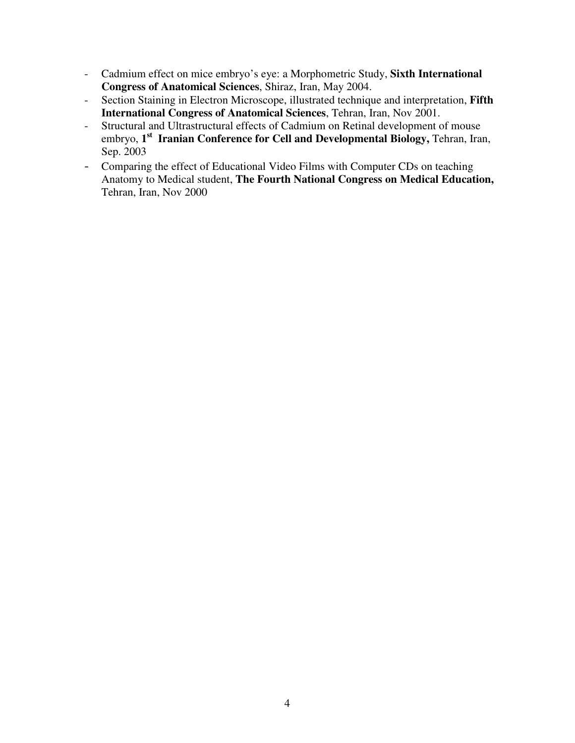- Cadmium effect on mice embryo's eye: a Morphometric Study, **Sixth International Congress of Anatomical Sciences**, Shiraz, Iran, May 2004.
- Section Staining in Electron Microscope, illustrated technique and interpretation, **Fifth International Congress of Anatomical Sciences**, Tehran, Iran, Nov 2001.
- Structural and Ultrastructural effects of Cadmium on Retinal development of mouse embryo, **1st Iranian Conference for Cell and Developmental Biology,** Tehran, Iran, Sep. 2003
- Comparing the effect of Educational Video Films with Computer CDs on teaching Anatomy to Medical student, **The Fourth National Congress on Medical Education,** Tehran, Iran, Nov 2000